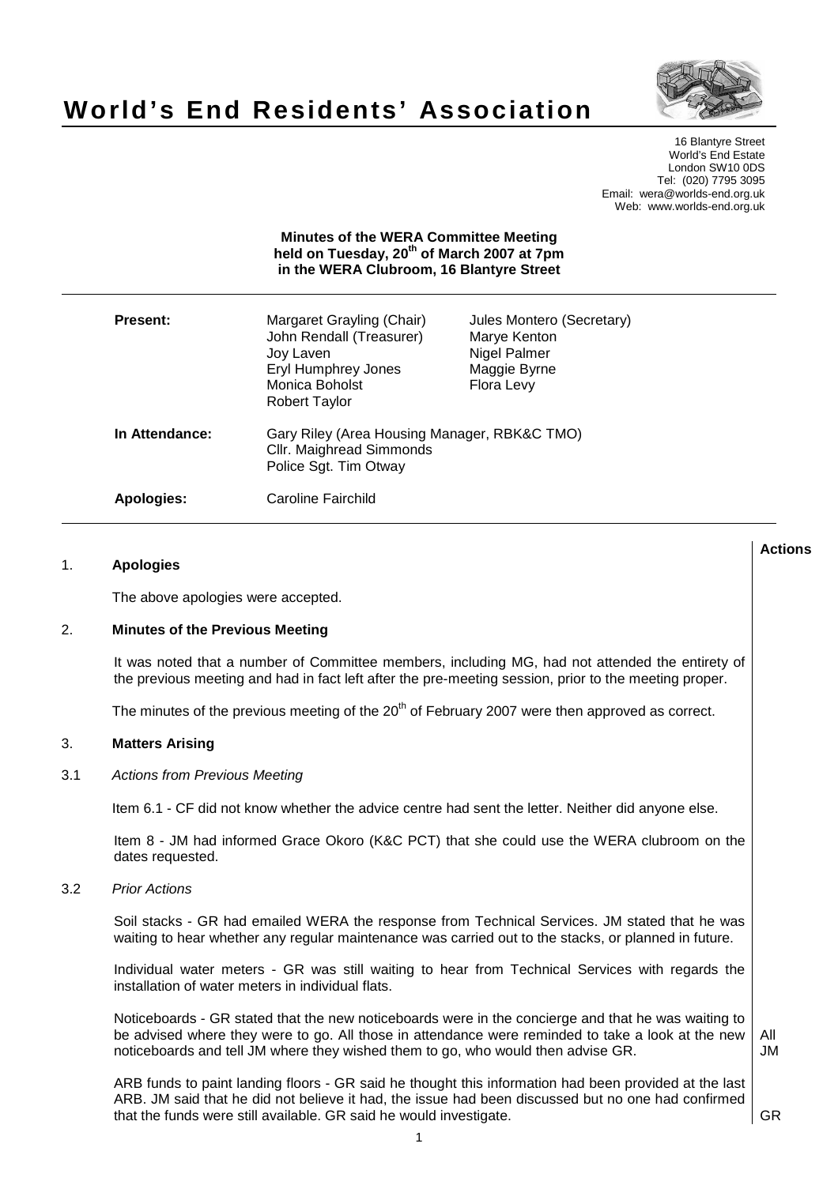# World's End Residents' Association

16 Blantyre Street
World's End Estate
London SW10 0DS
Tel: (020) 7795 3095
Email: wera@worlds-end.org.uk
Web: www.worlds-end.org.uk

**Minutes of the WERA Committee Meeting held on Tuesday, 20th of March 2007 at 7pm in the WERA Clubroom, 16 Blantyre Street**

| | | |
|---|---|---|
| **Present:** | Margaret Grayling (Chair) | Jules Montero (Secretary) |
| | John Rendall (Treasurer) | Marye Kenton |
| | Joy Laven | Nigel Palmer |
| | Eryl Humphrey Jones | Maggie Byrne |
| | Monica Boholst | Flora Levy |
| | Robert Taylor | |
| **In Attendance:** | Gary Riley (Area Housing Manager, RBK&C TMO) | |
| | Cllr. Maighread Simmonds | |
| | Police Sgt. Tim Otway | |
| **Apologies:** | Caroline Fairchild | |

**Actions**

## 1. Apologies

The above apologies were accepted.

## 2. Minutes of the Previous Meeting

It was noted that a number of Committee members, including MG, had not attended the entirety of the previous meeting and had in fact left after the pre-meeting session, prior to the meeting proper.

The minutes of the previous meeting of the 20th of February 2007 were then approved as correct.

## 3. Matters Arising

### 3.1 *Actions from Previous Meeting*

Item 6.1 - CF did not know whether the advice centre had sent the letter. Neither did anyone else.

Item 8 - JM had informed Grace Okoro (K&C PCT) that she could use the WERA clubroom on the dates requested.

### 3.2 *Prior Actions*

Soil stacks - GR had emailed WERA the response from Technical Services. JM stated that he was waiting to hear whether any regular maintenance was carried out to the stacks, or planned in future.

Individual water meters - GR was still waiting to hear from Technical Services with regards the installation of water meters in individual flats.

Noticeboards - GR stated that the new noticeboards were in the concierge and that he was waiting to be advised where they were to go. All those in attendance were reminded to take a look at the new noticeboards and tell JM where they wished them to go, who would then advise GR. **All / JM**

ARB funds to paint landing floors - GR said he thought this information had been provided at the last ARB. JM said that he did not believe it had, the issue had been discussed but no one had confirmed that the funds were still available. GR said he would investigate. **GR**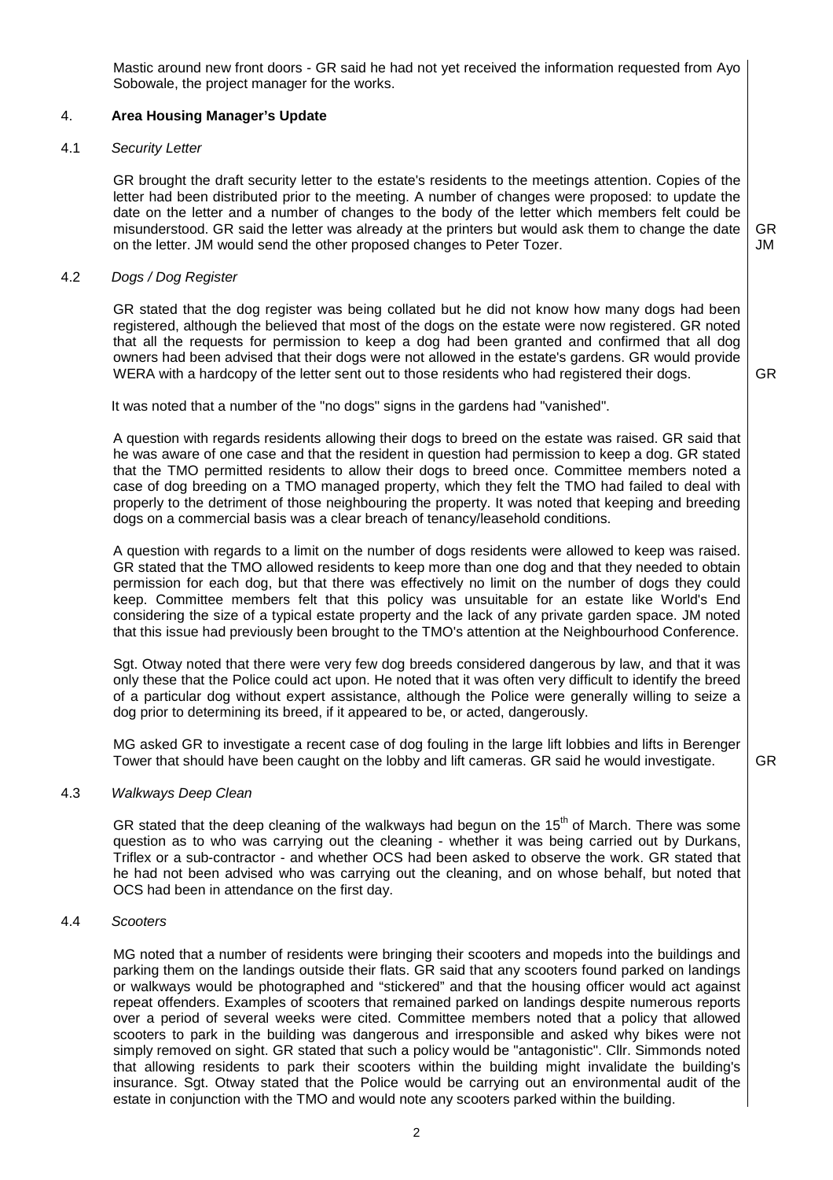Mastic around new front doors - GR said he had not yet received the information requested from Ayo Sobowale, the project manager for the works.

## 4. **Area Housing Manager's Update**

### 4.1 *Security Letter*

GR brought the draft security letter to the estate's residents to the meetings attention. Copies of the letter had been distributed prior to the meeting. A number of changes were proposed: to update the date on the letter and a number of changes to the body of the letter which members felt could be misunderstood. GR said the letter was already at the printers but would ask them to change the date on the letter. JM would send the other proposed changes to Peter Tozer. **GR JM**

### 4.2 *Dogs / Dog Register*

GR stated that the dog register was being collated but he did not know how many dogs had been registered, although the believed that most of the dogs on the estate were now registered. GR noted that all the requests for permission to keep a dog had been granted and confirmed that all dog owners had been advised that their dogs were not allowed in the estate's gardens. GR would provide WERA with a hardcopy of the letter sent out to those residents who had registered their dogs. **GR**

It was noted that a number of the "no dogs" signs in the gardens had "vanished".

A question with regards residents allowing their dogs to breed on the estate was raised. GR said that he was aware of one case and that the resident in question had permission to keep a dog. GR stated that the TMO permitted residents to allow their dogs to breed once. Committee members noted a case of dog breeding on a TMO managed property, which they felt the TMO had failed to deal with properly to the detriment of those neighbouring the property. It was noted that keeping and breeding dogs on a commercial basis was a clear breach of tenancy/leasehold conditions.

A question with regards to a limit on the number of dogs residents were allowed to keep was raised. GR stated that the TMO allowed residents to keep more than one dog and that they needed to obtain permission for each dog, but that there was effectively no limit on the number of dogs they could keep. Committee members felt that this policy was unsuitable for an estate like World's End considering the size of a typical estate property and the lack of any private garden space. JM noted that this issue had previously been brought to the TMO's attention at the Neighbourhood Conference.

Sgt. Otway noted that there were very few dog breeds considered dangerous by law, and that it was only these that the Police could act upon. He noted that it was often very difficult to identify the breed of a particular dog without expert assistance, although the Police were generally willing to seize a dog prior to determining its breed, if it appeared to be, or acted, dangerously.

MG asked GR to investigate a recent case of dog fouling in the large lift lobbies and lifts in Berenger Tower that should have been caught on the lobby and lift cameras. GR said he would investigate. **GR**

### 4.3 *Walkways Deep Clean*

GR stated that the deep cleaning of the walkways had begun on the 15th of March. There was some question as to who was carrying out the cleaning - whether it was being carried out by Durkans, Triflex or a sub-contractor - and whether OCS had been asked to observe the work. GR stated that he had not been advised who was carrying out the cleaning, and on whose behalf, but noted that OCS had been in attendance on the first day.

### 4.4 *Scooters*

MG noted that a number of residents were bringing their scooters and mopeds into the buildings and parking them on the landings outside their flats. GR said that any scooters found parked on landings or walkways would be photographed and "stickered" and that the housing officer would act against repeat offenders. Examples of scooters that remained parked on landings despite numerous reports over a period of several weeks were cited. Committee members noted that a policy that allowed scooters to park in the building was dangerous and irresponsible and asked why bikes were not simply removed on sight. GR stated that such a policy would be "antagonistic". Cllr. Simmonds noted that allowing residents to park their scooters within the building might invalidate the building's insurance. Sgt. Otway stated that the Police would be carrying out an environmental audit of the estate in conjunction with the TMO and would note any scooters parked within the building.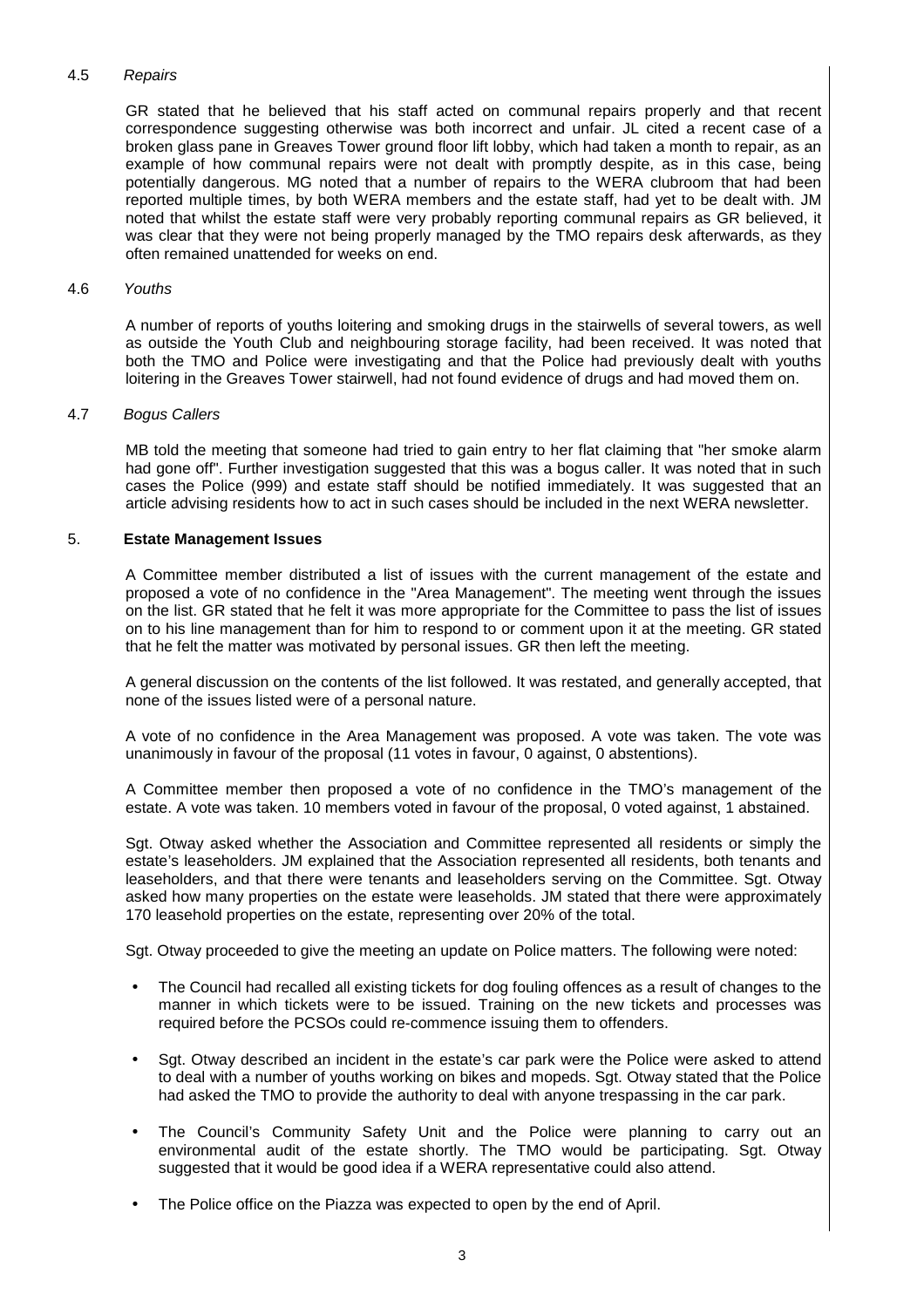4.5 *Repairs*

GR stated that he believed that his staff acted on communal repairs properly and that recent correspondence suggesting otherwise was both incorrect and unfair. JL cited a recent case of a broken glass pane in Greaves Tower ground floor lift lobby, which had taken a month to repair, as an example of how communal repairs were not dealt with promptly despite, as in this case, being potentially dangerous. MG noted that a number of repairs to the WERA clubroom that had been reported multiple times, by both WERA members and the estate staff, had yet to be dealt with. JM noted that whilst the estate staff were very probably reporting communal repairs as GR believed, it was clear that they were not being properly managed by the TMO repairs desk afterwards, as they often remained unattended for weeks on end.

4.6 *Youths*

A number of reports of youths loitering and smoking drugs in the stairwells of several towers, as well as outside the Youth Club and neighbouring storage facility, had been received. It was noted that both the TMO and Police were investigating and that the Police had previously dealt with youths loitering in the Greaves Tower stairwell, had not found evidence of drugs and had moved them on.

4.7 *Bogus Callers*

MB told the meeting that someone had tried to gain entry to her flat claiming that "her smoke alarm had gone off". Further investigation suggested that this was a bogus caller. It was noted that in such cases the Police (999) and estate staff should be notified immediately. It was suggested that an article advising residents how to act in such cases should be included in the next WERA newsletter.

5. **Estate Management Issues**

A Committee member distributed a list of issues with the current management of the estate and proposed a vote of no confidence in the "Area Management". The meeting went through the issues on the list. GR stated that he felt it was more appropriate for the Committee to pass the list of issues on to his line management than for him to respond to or comment upon it at the meeting. GR stated that he felt the matter was motivated by personal issues. GR then left the meeting.

A general discussion on the contents of the list followed. It was restated, and generally accepted, that none of the issues listed were of a personal nature.

A vote of no confidence in the Area Management was proposed. A vote was taken. The vote was unanimously in favour of the proposal (11 votes in favour, 0 against, 0 abstentions).

A Committee member then proposed a vote of no confidence in the TMO's management of the estate. A vote was taken. 10 members voted in favour of the proposal, 0 voted against, 1 abstained.

Sgt. Otway asked whether the Association and Committee represented all residents or simply the estate's leaseholders. JM explained that the Association represented all residents, both tenants and leaseholders, and that there were tenants and leaseholders serving on the Committee. Sgt. Otway asked how many properties on the estate were leaseholds. JM stated that there were approximately 170 leasehold properties on the estate, representing over 20% of the total.

Sgt. Otway proceeded to give the meeting an update on Police matters. The following were noted:

- The Council had recalled all existing tickets for dog fouling offences as a result of changes to the manner in which tickets were to be issued. Training on the new tickets and processes was required before the PCSOs could re-commence issuing them to offenders.
- Sgt. Otway described an incident in the estate's car park were the Police were asked to attend to deal with a number of youths working on bikes and mopeds. Sgt. Otway stated that the Police had asked the TMO to provide the authority to deal with anyone trespassing in the car park.
- The Council's Community Safety Unit and the Police were planning to carry out an environmental audit of the estate shortly. The TMO would be participating. Sgt. Otway suggested that it would be good idea if a WERA representative could also attend.
- The Police office on the Piazza was expected to open by the end of April.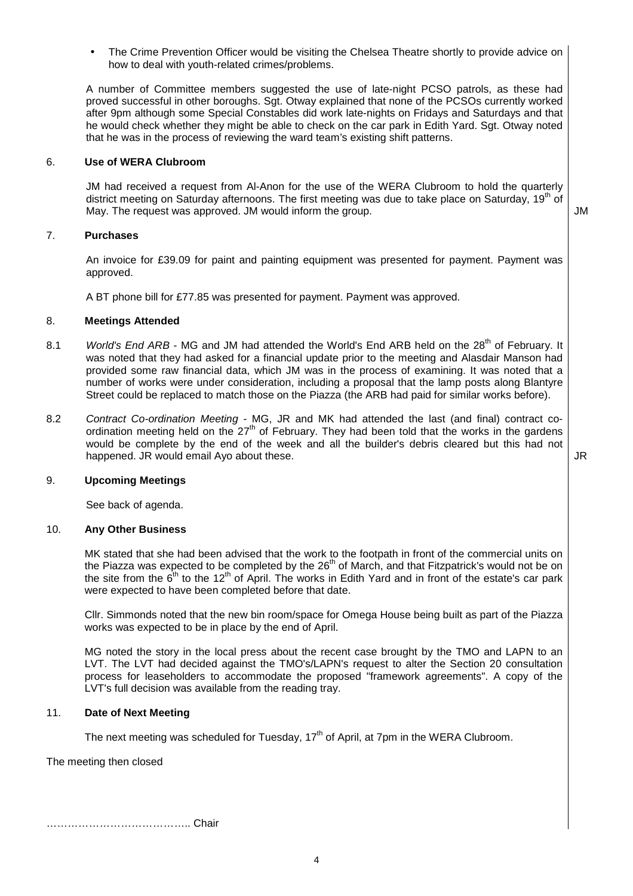- The Crime Prevention Officer would be visiting the Chelsea Theatre shortly to provide advice on how to deal with youth-related crimes/problems.

A number of Committee members suggested the use of late-night PCSO patrols, as these had proved successful in other boroughs. Sgt. Otway explained that none of the PCSOs currently worked after 9pm although some Special Constables did work late-nights on Fridays and Saturdays and that he would check whether they might be able to check on the car park in Edith Yard. Sgt. Otway noted that he was in the process of reviewing the ward team's existing shift patterns.

## 6. Use of WERA Clubroom

JM had received a request from Al-Anon for the use of the WERA Clubroom to hold the quarterly district meeting on Saturday afternoons. The first meeting was due to take place on Saturday, 19th of May. The request was approved. JM would inform the group. **JM**

## 7. Purchases

An invoice for £39.09 for paint and painting equipment was presented for payment. Payment was approved.

A BT phone bill for £77.85 was presented for payment. Payment was approved.

## 8. Meetings Attended

8.1 *World's End ARB* - MG and JM had attended the World's End ARB held on the 28th of February. It was noted that they had asked for a financial update prior to the meeting and Alasdair Manson had provided some raw financial data, which JM was in the process of examining. It was noted that a number of works were under consideration, including a proposal that the lamp posts along Blantyre Street could be replaced to match those on the Piazza (the ARB had paid for similar works before).

8.2 *Contract Co-ordination Meeting* - MG, JR and MK had attended the last (and final) contract co-ordination meeting held on the 27th of February. They had been told that the works in the gardens would be complete by the end of the week and all the builder's debris cleared but this had not happened. JR would email Ayo about these. **JR**

## 9. Upcoming Meetings

See back of agenda.

## 10. Any Other Business

MK stated that she had been advised that the work to the footpath in front of the commercial units on the Piazza was expected to be completed by the 26th of March, and that Fitzpatrick's would not be on the site from the 6th to the 12th of April. The works in Edith Yard and in front of the estate's car park were expected to have been completed before that date.

Cllr. Simmonds noted that the new bin room/space for Omega House being built as part of the Piazza works was expected to be in place by the end of April.

MG noted the story in the local press about the recent case brought by the TMO and LAPN to an LVT. The LVT had decided against the TMO's/LAPN's request to alter the Section 20 consultation process for leaseholders to accommodate the proposed "framework agreements". A copy of the LVT's full decision was available from the reading tray.

## 11. Date of Next Meeting

The next meeting was scheduled for Tuesday, 17th of April, at 7pm in the WERA Clubroom.

The meeting then closed

………………………………….. Chair